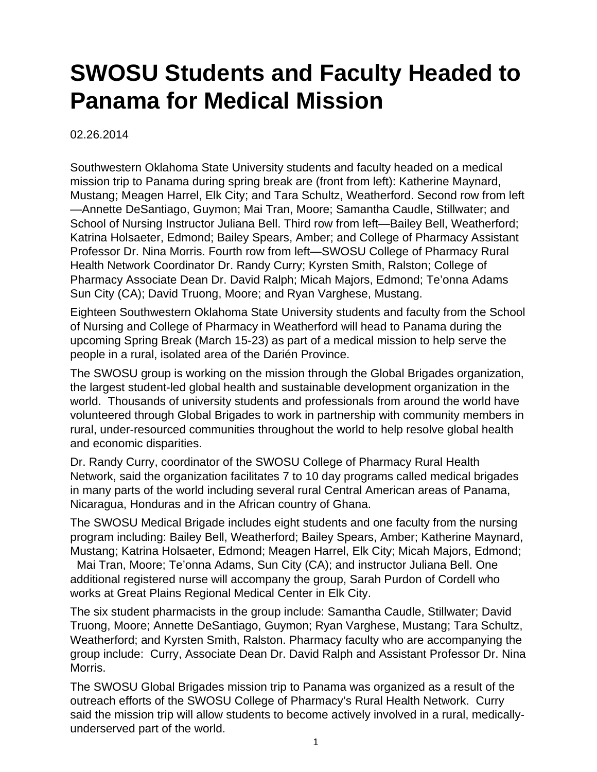# SWOSU Students and Faculty Headed to Panama for Medical Mission

02.26.2014

Southwestern Oklahoma State University students and faculty headed on a medical mission trip to Panama during spring break are (front from left): Katherine Maynard, Mustang; Meagen Harrel, Elk City; and Tara Schultz, Weatherford. Second row from left—Annette DeSantiago, Guymon; Mai Tran, Moore; Samantha Caudle, Stillwater; and School of Nursing Instructor Juliana Bell. Third row from left—Bailey Bell, Weatherford; Katrina Holsaeter, Edmond; Bailey Spears, Amber; and College of Pharmacy Assistant Professor Dr. Nina Morris. Fourth row from left—SWOSU College of Pharmacy Rural Health Network Coordinator Dr. Randy Curry; Kyrsten Smith, Ralston; College of Pharmacy Associate Dean Dr. David Ralph; Micah Majors, Edmond; Te'onna Adams Sun City (CA); David Truong, Moore; and Ryan Varghese, Mustang.

Eighteen Southwestern Oklahoma State University students and faculty from the School of Nursing and College of Pharmacy in Weatherford will head to Panama during the upcoming Spring Break (March 15-23) as part of a medical mission to help serve the people in a rural, isolated area of the Darién Province.

The SWOSU group is working on the mission through the Global Brigades organization, the largest student-led global health and sustainable development organization in the world. Thousands of university students and professionals from around the world have volunteered through Global Brigades to work in partnership with community members in rural, under-resourced communities throughout the world to help resolve global health and economic disparities.

Dr. Randy Curry, coordinator of the SWOSU College of Pharmacy Rural Health Network, said the organization facilitates 7 to 10 day programs called medical brigades in many parts of the world including several rural Central American areas of Panama, Nicaragua, Honduras and in the African country of Ghana.

The SWOSU Medical Brigade includes eight students and one faculty from the nursing program including: Bailey Bell, Weatherford; Bailey Spears, Amber; Katherine Maynard, Mustang; Katrina Holsaeter, Edmond; Meagen Harrel, Elk City; Micah Majors, Edmond; Mai Tran, Moore; Te'onna Adams, Sun City (CA); and instructor Juliana Bell. One additional registered nurse will accompany the group, Sarah Purdon of Cordell who works at Great Plains Regional Medical Center in Elk City.

The six student pharmacists in the group include: Samantha Caudle, Stillwater; David Truong, Moore; Annette DeSantiago, Guymon; Ryan Varghese, Mustang; Tara Schultz, Weatherford; and Kyrsten Smith, Ralston. Pharmacy faculty who are accompanying the group include: Curry, Associate Dean Dr. David Ralph and Assistant Professor Dr. Nina Morris.

The SWOSU Global Brigades mission trip to Panama was organized as a result of the outreach efforts of the SWOSU College of Pharmacy's Rural Health Network. Curry said the mission trip will allow students to become actively involved in a rural, medically-underserved part of the world.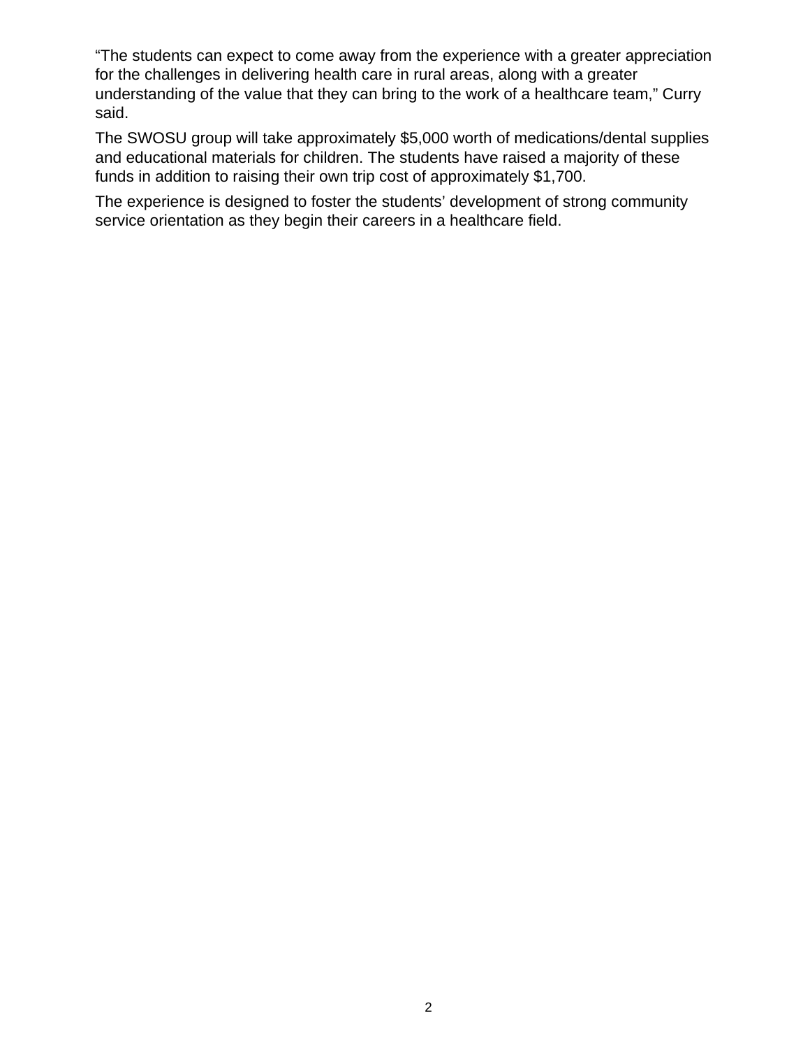“The students can expect to come away from the experience with a greater appreciation for the challenges in delivering health care in rural areas, along with a greater understanding of the value that they can bring to the work of a healthcare team,” Curry said.

The SWOSU group will take approximately $5,000 worth of medications/dental supplies and educational materials for children. The students have raised a majority of these funds in addition to raising their own trip cost of approximately $1,700.

The experience is designed to foster the students’ development of strong community service orientation as they begin their careers in a healthcare field.